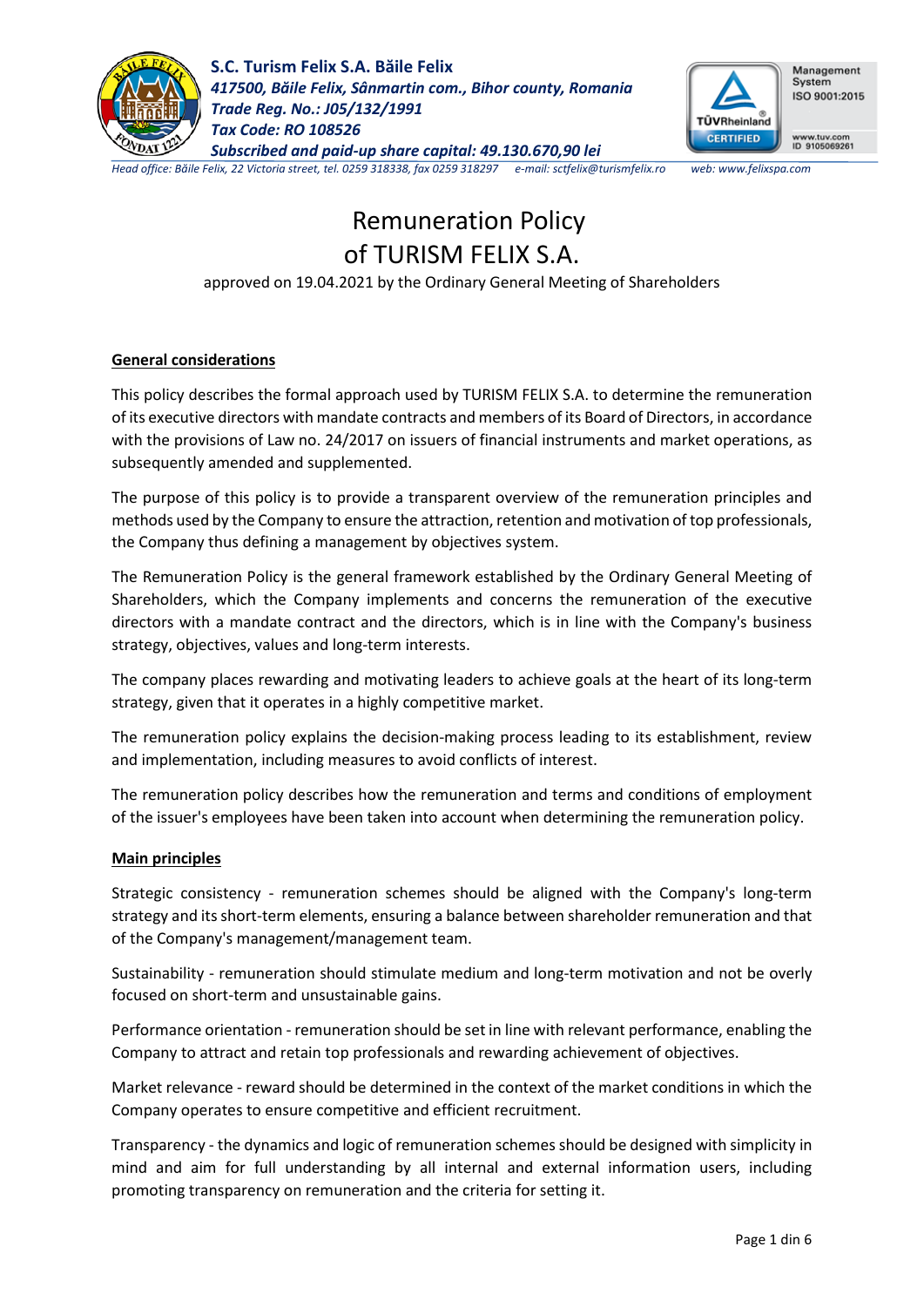**S.C. Turism Felix S.A. Băile Felix**
***417500, Băile Felix, Sânmartin com., Bihor county, Romania***
***Trade Reg. No.: J05/132/1991***
***Tax Code: RO 108526***
***Subscribed and paid-up share capital: 49.130.670,90 lei***

*Head office: Băile Felix, 22 Victoria street, tel. 0259 318338, fax 0259 318297 e-mail: sctfelix@turismfelix.ro web: www.felixspa.com*

# Remuneration Policy of TURISM FELIX S.A.

approved on 19.04.2021 by the Ordinary General Meeting of Shareholders

## General considerations

This policy describes the formal approach used by TURISM FELIX S.A. to determine the remuneration of its executive directors with mandate contracts and members of its Board of Directors, in accordance with the provisions of Law no. 24/2017 on issuers of financial instruments and market operations, as subsequently amended and supplemented.

The purpose of this policy is to provide a transparent overview of the remuneration principles and methods used by the Company to ensure the attraction, retention and motivation of top professionals, the Company thus defining a management by objectives system.

The Remuneration Policy is the general framework established by the Ordinary General Meeting of Shareholders, which the Company implements and concerns the remuneration of the executive directors with a mandate contract and the directors, which is in line with the Company's business strategy, objectives, values and long-term interests.

The company places rewarding and motivating leaders to achieve goals at the heart of its long-term strategy, given that it operates in a highly competitive market.

The remuneration policy explains the decision-making process leading to its establishment, review and implementation, including measures to avoid conflicts of interest.

The remuneration policy describes how the remuneration and terms and conditions of employment of the issuer's employees have been taken into account when determining the remuneration policy.

## Main principles

Strategic consistency - remuneration schemes should be aligned with the Company's long-term strategy and its short-term elements, ensuring a balance between shareholder remuneration and that of the Company's management/management team.

Sustainability - remuneration should stimulate medium and long-term motivation and not be overly focused on short-term and unsustainable gains.

Performance orientation - remuneration should be set in line with relevant performance, enabling the Company to attract and retain top professionals and rewarding achievement of objectives.

Market relevance - reward should be determined in the context of the market conditions in which the Company operates to ensure competitive and efficient recruitment.

Transparency - the dynamics and logic of remuneration schemes should be designed with simplicity in mind and aim for full understanding by all internal and external information users, including promoting transparency on remuneration and the criteria for setting it.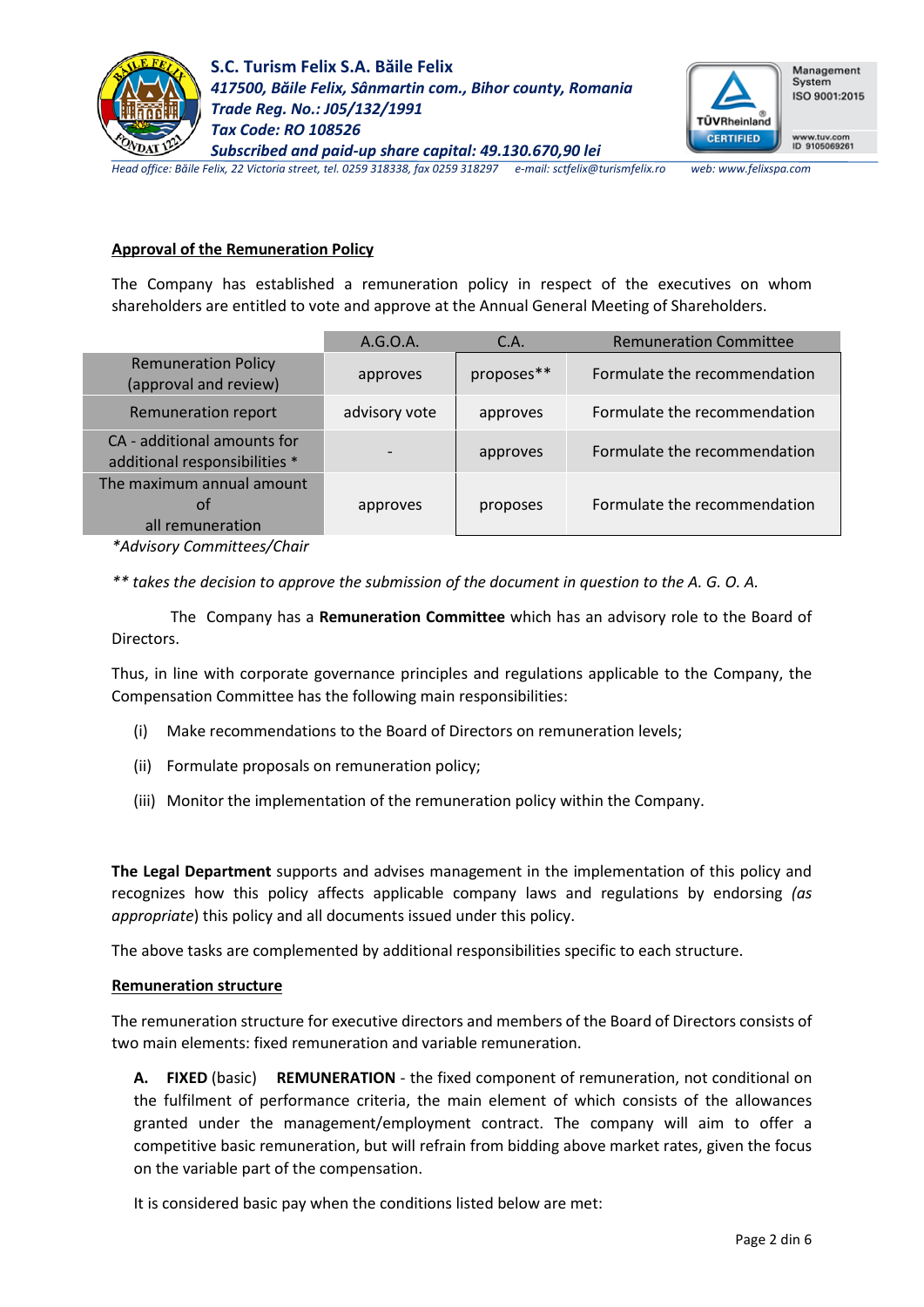**Approval of the Remuneration Policy**

The Company has established a remuneration policy in respect of the executives on whom shareholders are entitled to vote and approve at the Annual General Meeting of Shareholders.

| | A.G.O.A. | C.A. | Remuneration Committee |
|---|---|---|---|
| Remuneration Policy (approval and review) | approves | proposes** | Formulate the recommendation |
| Remuneration report | advisory vote | approves | Formulate the recommendation |
| CA - additional amounts for additional responsibilities * | - | approves | Formulate the recommendation |
| The maximum annual amount of all remuneration | approves | proposes | Formulate the recommendation |

*\*Advisory Committees/Chair*

*\*\* takes the decision to approve the submission of the document in question to the A. G. O. A.*

The Company has a **Remuneration Committee** which has an advisory role to the Board of Directors.

Thus, in line with corporate governance principles and regulations applicable to the Company, the Compensation Committee has the following main responsibilities:

(i) Make recommendations to the Board of Directors on remuneration levels;

(ii) Formulate proposals on remuneration policy;

(iii) Monitor the implementation of the remuneration policy within the Company.

**The Legal Department** supports and advises management in the implementation of this policy and recognizes how this policy affects applicable company laws and regulations by endorsing *(as appropriate*) this policy and all documents issued under this policy.

The above tasks are complemented by additional responsibilities specific to each structure.

**Remuneration structure**

The remuneration structure for executive directors and members of the Board of Directors consists of two main elements: fixed remuneration and variable remuneration.

**A. FIXED** (basic) **REMUNERATION** - the fixed component of remuneration, not conditional on the fulfilment of performance criteria, the main element of which consists of the allowances granted under the management/employment contract. The company will aim to offer a competitive basic remuneration, but will refrain from bidding above market rates, given the focus on the variable part of the compensation.

It is considered basic pay when the conditions listed below are met: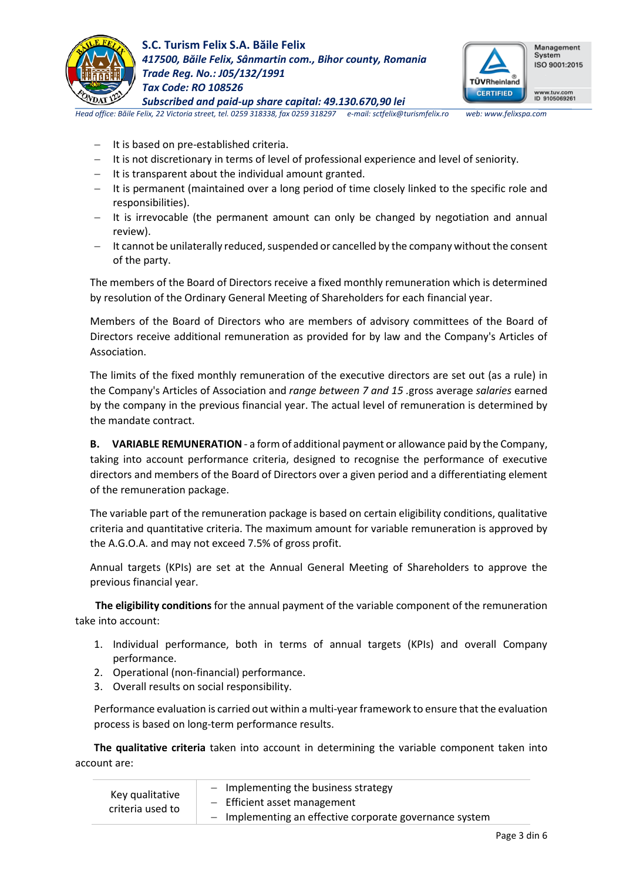- It is based on pre-established criteria.
- It is not discretionary in terms of level of professional experience and level of seniority.
- It is transparent about the individual amount granted.
- It is permanent (maintained over a long period of time closely linked to the specific role and responsibilities).
- It is irrevocable (the permanent amount can only be changed by negotiation and annual review).
- It cannot be unilaterally reduced, suspended or cancelled by the company without the consent of the party.

The members of the Board of Directors receive a fixed monthly remuneration which is determined by resolution of the Ordinary General Meeting of Shareholders for each financial year.

Members of the Board of Directors who are members of advisory committees of the Board of Directors receive additional remuneration as provided for by law and the Company's Articles of Association.

The limits of the fixed monthly remuneration of the executive directors are set out (as a rule) in the Company's Articles of Association and *range between 7 and 15* .gross average *salaries* earned by the company in the previous financial year. The actual level of remuneration is determined by the mandate contract.

**B. VARIABLE REMUNERATION** - a form of additional payment or allowance paid by the Company, taking into account performance criteria, designed to recognise the performance of executive directors and members of the Board of Directors over a given period and a differentiating element of the remuneration package.

The variable part of the remuneration package is based on certain eligibility conditions, qualitative criteria and quantitative criteria. The maximum amount for variable remuneration is approved by the A.G.O.A. and may not exceed 7.5% of gross profit.

Annual targets (KPIs) are set at the Annual General Meeting of Shareholders to approve the previous financial year.

**The eligibility conditions** for the annual payment of the variable component of the remuneration take into account:

1. Individual performance, both in terms of annual targets (KPIs) and overall Company performance.
2. Operational (non-financial) performance.
3. Overall results on social responsibility.

Performance evaluation is carried out within a multi-year framework to ensure that the evaluation process is based on long-term performance results.

**The qualitative criteria** taken into account in determining the variable component taken into account are:

| Key qualitative criteria used to | - Implementing the business strategy<br>- Efficient asset management<br>- Implementing an effective corporate governance system |
|---|---|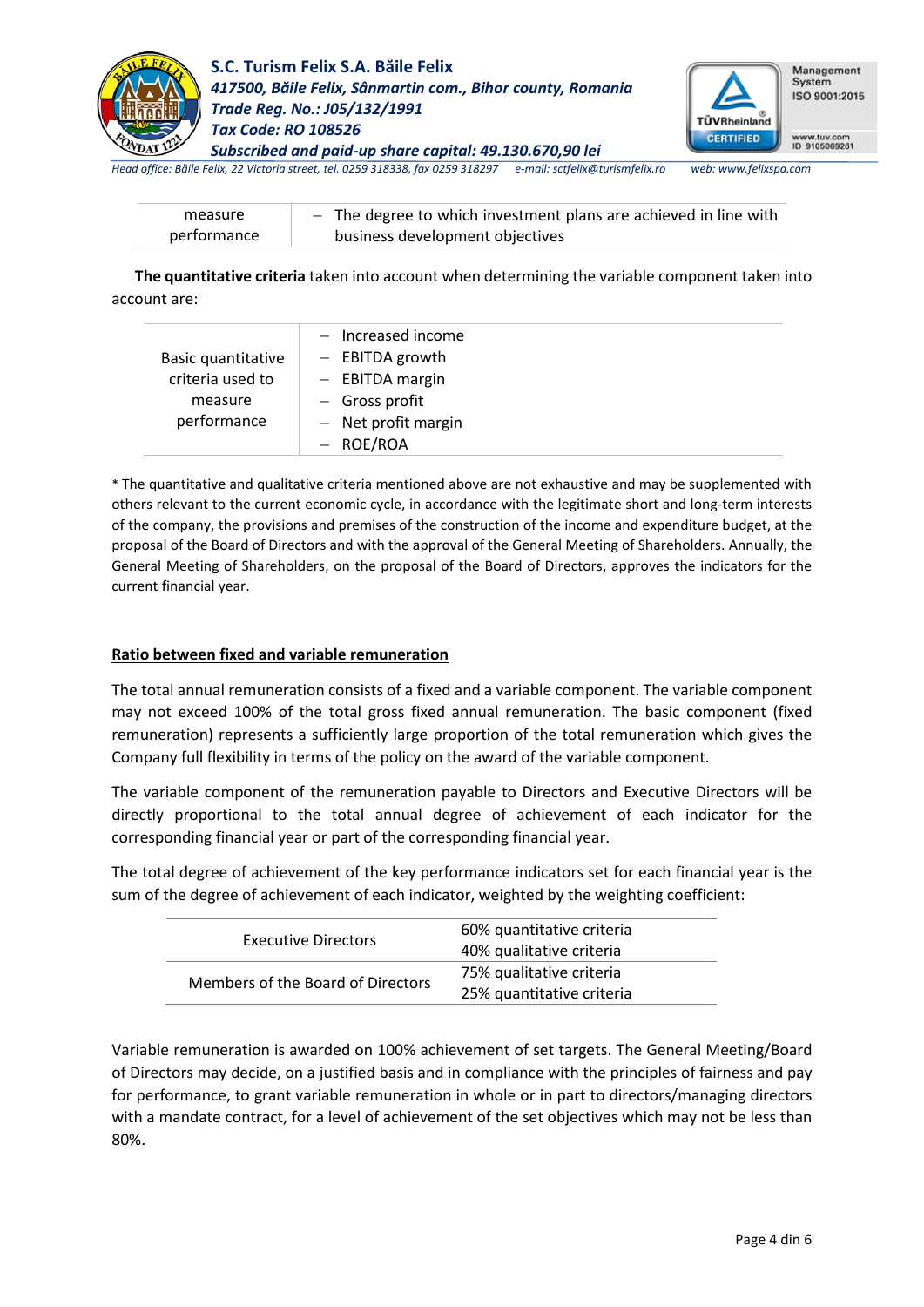| measure performance | – The degree to which investment plans are achieved in line with business development objectives |
|---|---|

**The quantitative criteria** taken into account when determining the variable component taken into account are:

| Basic quantitative criteria used to measure performance | – Increased income<br>– EBITDA growth<br>– EBITDA margin<br>– Gross profit<br>– Net profit margin<br>– ROE/ROA |
|---|---|

\* The quantitative and qualitative criteria mentioned above are not exhaustive and may be supplemented with others relevant to the current economic cycle, in accordance with the legitimate short and long-term interests of the company, the provisions and premises of the construction of the income and expenditure budget, at the proposal of the Board of Directors and with the approval of the General Meeting of Shareholders. Annually, the General Meeting of Shareholders, on the proposal of the Board of Directors, approves the indicators for the current financial year.

## Ratio between fixed and variable remuneration

The total annual remuneration consists of a fixed and a variable component. The variable component may not exceed 100% of the total gross fixed annual remuneration. The basic component (fixed remuneration) represents a sufficiently large proportion of the total remuneration which gives the Company full flexibility in terms of the policy on the award of the variable component.

The variable component of the remuneration payable to Directors and Executive Directors will be directly proportional to the total annual degree of achievement of each indicator for the corresponding financial year or part of the corresponding financial year.

The total degree of achievement of the key performance indicators set for each financial year is the sum of the degree of achievement of each indicator, weighted by the weighting coefficient:

| Executive Directors | 60% quantitative criteria<br>40% qualitative criteria |
|---|---|
| Members of the Board of Directors | 75% qualitative criteria<br>25% quantitative criteria |

Variable remuneration is awarded on 100% achievement of set targets. The General Meeting/Board of Directors may decide, on a justified basis and in compliance with the principles of fairness and pay for performance, to grant variable remuneration in whole or in part to directors/managing directors with a mandate contract, for a level of achievement of the set objectives which may not be less than 80%.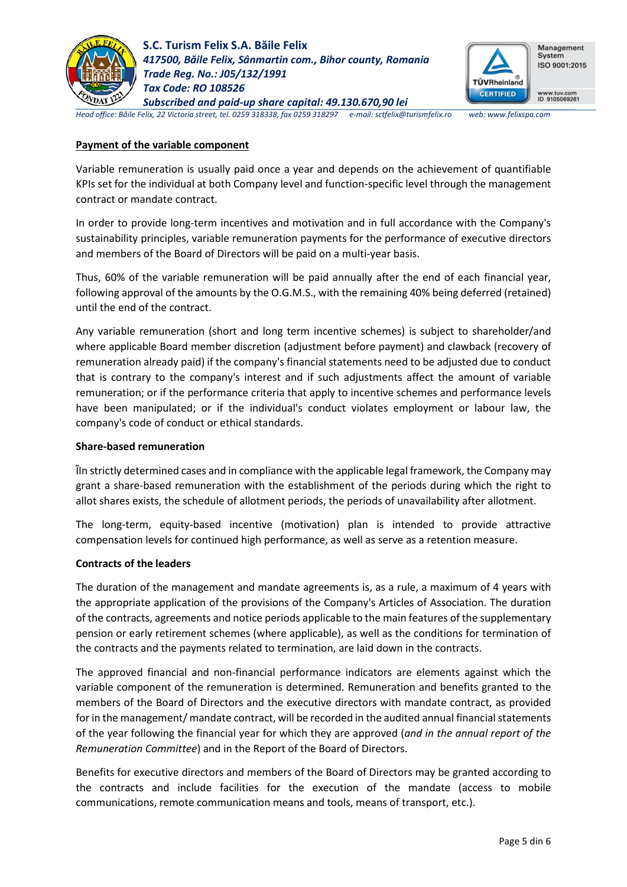**Payment of the variable component**

Variable remuneration is usually paid once a year and depends on the achievement of quantifiable KPIs set for the individual at both Company level and function-specific level through the management contract or mandate contract.

In order to provide long-term incentives and motivation and in full accordance with the Company's sustainability principles, variable remuneration payments for the performance of executive directors and members of the Board of Directors will be paid on a multi-year basis.

Thus, 60% of the variable remuneration will be paid annually after the end of each financial year, following approval of the amounts by the O.G.M.S., with the remaining 40% being deferred (retained) until the end of the contract.

Any variable remuneration (short and long term incentive schemes) is subject to shareholder/and where applicable Board member discretion (adjustment before payment) and clawback (recovery of remuneration already paid) if the company's financial statements need to be adjusted due to conduct that is contrary to the company's interest and if such adjustments affect the amount of variable remuneration; or if the performance criteria that apply to incentive schemes and performance levels have been manipulated; or if the individual's conduct violates employment or labour law, the company's code of conduct or ethical standards.

**Share-based remuneration**

ÎIn strictly determined cases and in compliance with the applicable legal framework, the Company may grant a share-based remuneration with the establishment of the periods during which the right to allot shares exists, the schedule of allotment periods, the periods of unavailability after allotment.

The long-term, equity-based incentive (motivation) plan is intended to provide attractive compensation levels for continued high performance, as well as serve as a retention measure.

**Contracts of the leaders**

The duration of the management and mandate agreements is, as a rule, a maximum of 4 years with the appropriate application of the provisions of the Company's Articles of Association. The duration of the contracts, agreements and notice periods applicable to the main features of the supplementary pension or early retirement schemes (where applicable), as well as the conditions for termination of the contracts and the payments related to termination, are laid down in the contracts.

The approved financial and non-financial performance indicators are elements against which the variable component of the remuneration is determined. Remuneration and benefits granted to the members of the Board of Directors and the executive directors with mandate contract, as provided for in the management/ mandate contract, will be recorded in the audited annual financial statements of the year following the financial year for which they are approved (*and in the annual report of the Remuneration Committee*) and in the Report of the Board of Directors.

Benefits for executive directors and members of the Board of Directors may be granted according to the contracts and include facilities for the execution of the mandate (access to mobile communications, remote communication means and tools, means of transport, etc.).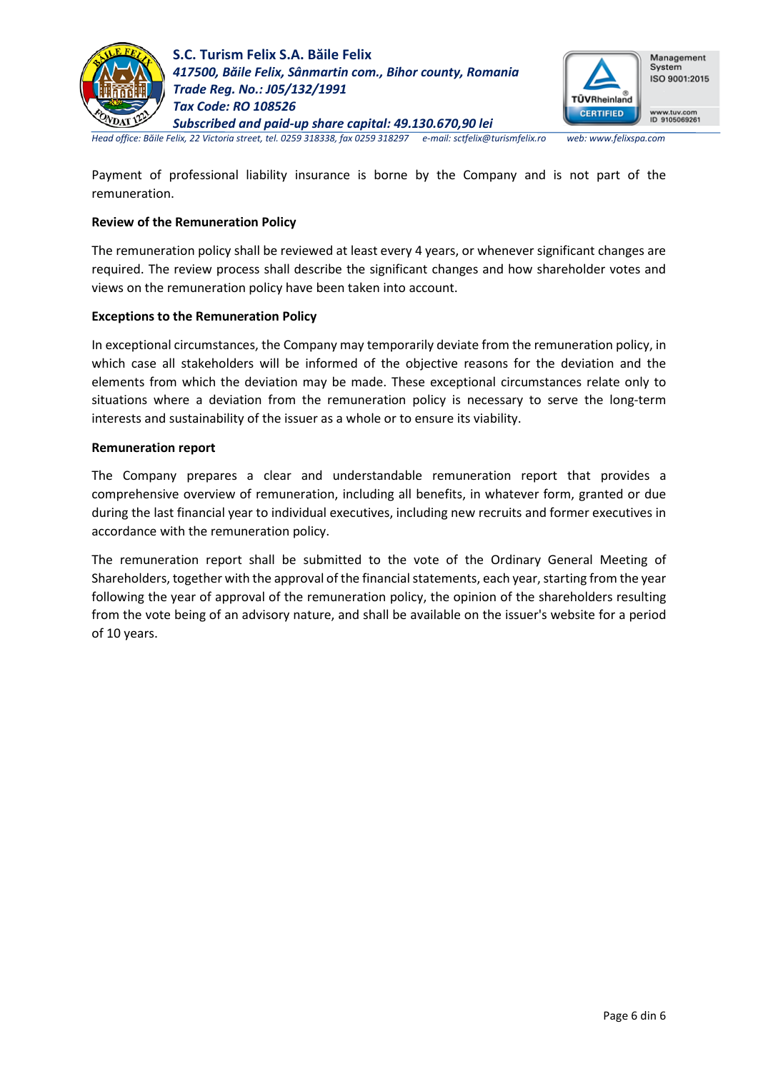Payment of professional liability insurance is borne by the Company and is not part of the remuneration.

**Review of the Remuneration Policy**

The remuneration policy shall be reviewed at least every 4 years, or whenever significant changes are required. The review process shall describe the significant changes and how shareholder votes and views on the remuneration policy have been taken into account.

**Exceptions to the Remuneration Policy**

In exceptional circumstances, the Company may temporarily deviate from the remuneration policy, in which case all stakeholders will be informed of the objective reasons for the deviation and the elements from which the deviation may be made. These exceptional circumstances relate only to situations where a deviation from the remuneration policy is necessary to serve the long-term interests and sustainability of the issuer as a whole or to ensure its viability.

**Remuneration report**

The Company prepares a clear and understandable remuneration report that provides a comprehensive overview of remuneration, including all benefits, in whatever form, granted or due during the last financial year to individual executives, including new recruits and former executives in accordance with the remuneration policy.

The remuneration report shall be submitted to the vote of the Ordinary General Meeting of Shareholders, together with the approval of the financial statements, each year, starting from the year following the year of approval of the remuneration policy, the opinion of the shareholders resulting from the vote being of an advisory nature, and shall be available on the issuer's website for a period of 10 years.